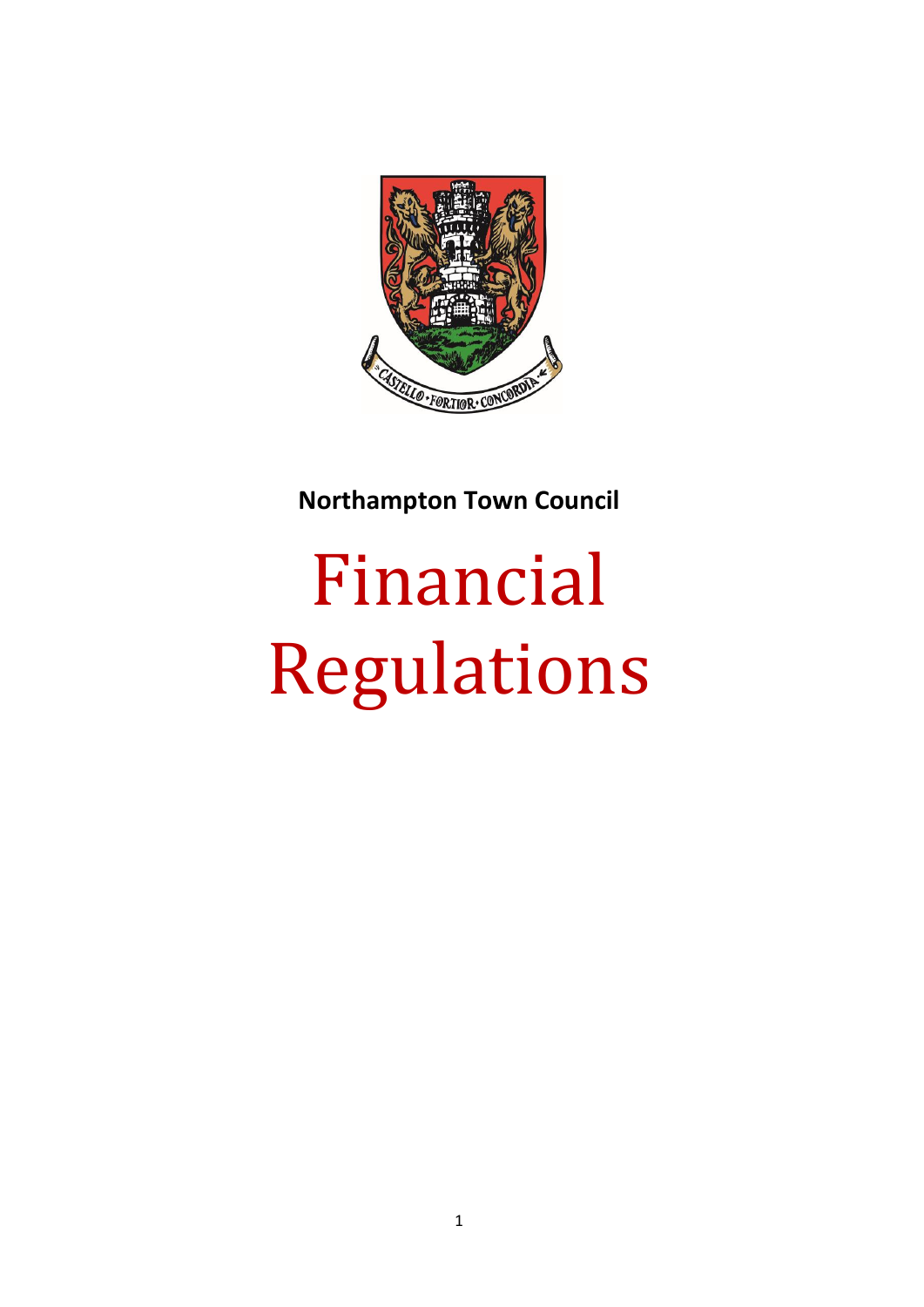**Northampton Town Council**

# Financial Regulations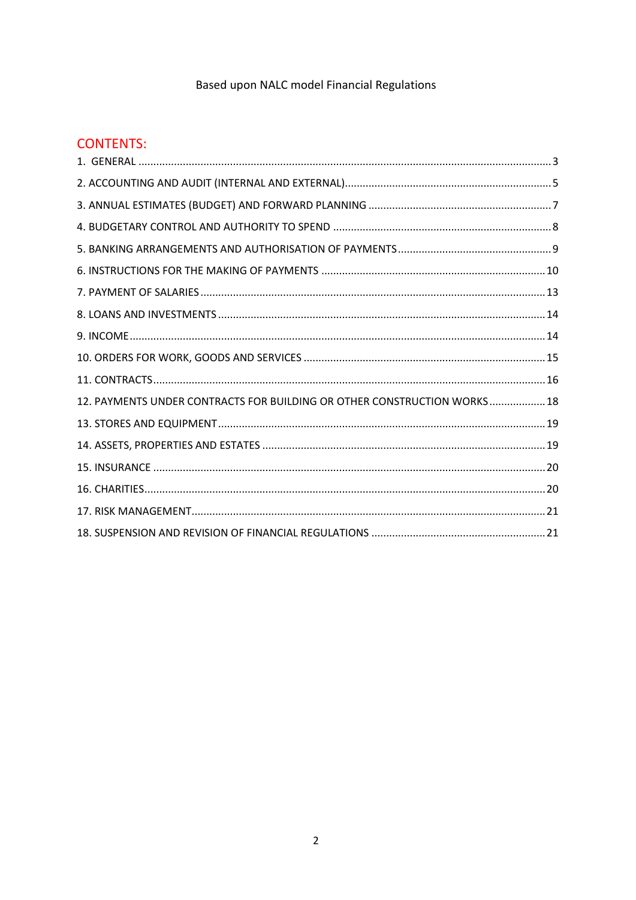Based upon NALC model Financial Regulations

## CONTENTS:

1. GENERAL ... 3
2. ACCOUNTING AND AUDIT (INTERNAL AND EXTERNAL) ... 5
3. ANNUAL ESTIMATES (BUDGET) AND FORWARD PLANNING ... 7
4. BUDGETARY CONTROL AND AUTHORITY TO SPEND ... 8
5. BANKING ARRANGEMENTS AND AUTHORISATION OF PAYMENTS ... 9
6. INSTRUCTIONS FOR THE MAKING OF PAYMENTS ... 10
7. PAYMENT OF SALARIES ... 13
8. LOANS AND INVESTMENTS ... 14
9. INCOME ... 14
10. ORDERS FOR WORK, GOODS AND SERVICES ... 15
11. CONTRACTS ... 16
12. PAYMENTS UNDER CONTRACTS FOR BUILDING OR OTHER CONSTRUCTION WORKS ... 18
13. STORES AND EQUIPMENT ... 19
14. ASSETS, PROPERTIES AND ESTATES ... 19
15. INSURANCE ... 20
16. CHARITIES ... 20
17. RISK MANAGEMENT ... 21
18. SUSPENSION AND REVISION OF FINANCIAL REGULATIONS ... 21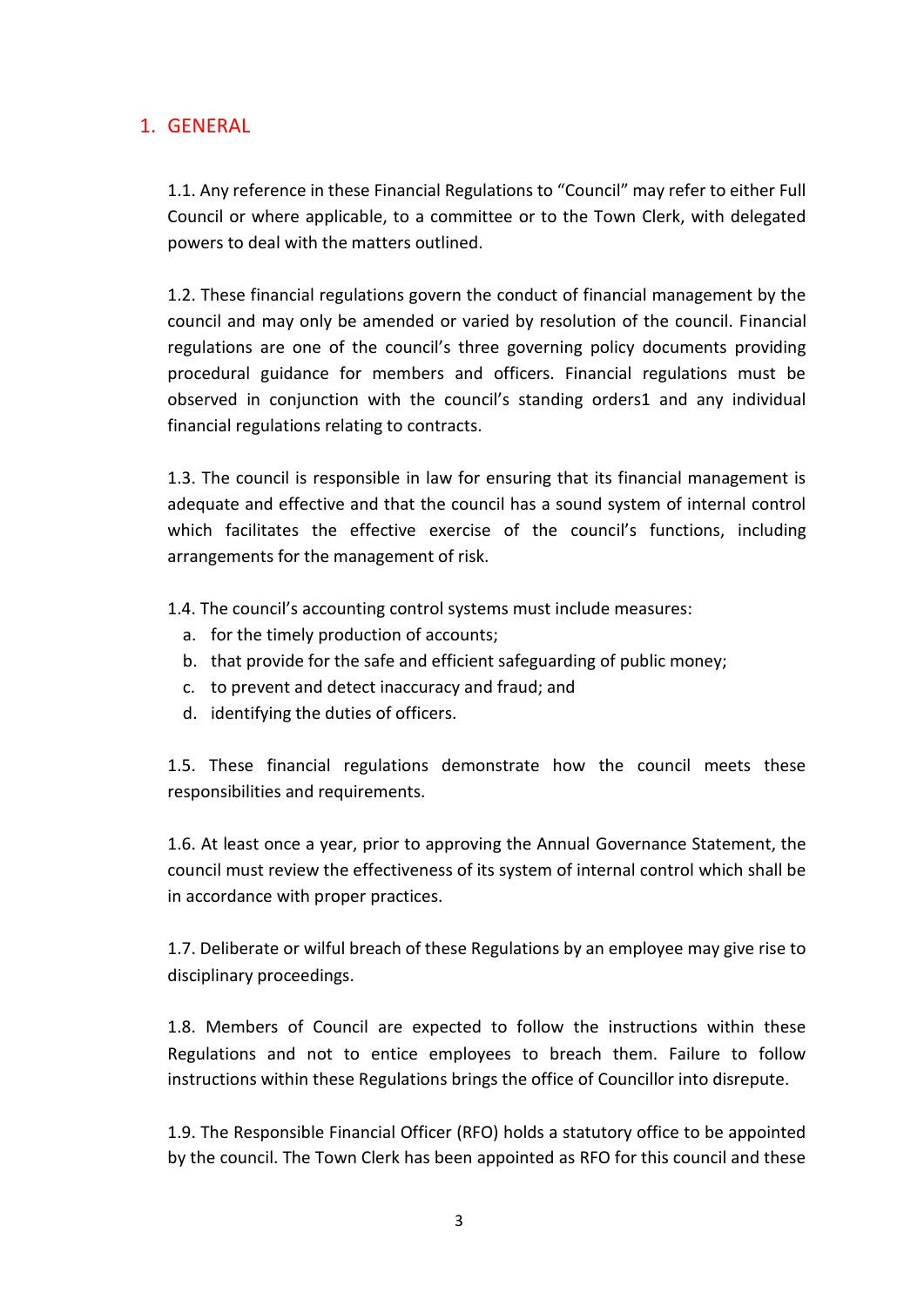## 1. GENERAL

1.1. Any reference in these Financial Regulations to "Council" may refer to either Full Council or where applicable, to a committee or to the Town Clerk, with delegated powers to deal with the matters outlined.

1.2. These financial regulations govern the conduct of financial management by the council and may only be amended or varied by resolution of the council. Financial regulations are one of the council's three governing policy documents providing procedural guidance for members and officers. Financial regulations must be observed in conjunction with the council's standing orders1 and any individual financial regulations relating to contracts.

1.3. The council is responsible in law for ensuring that its financial management is adequate and effective and that the council has a sound system of internal control which facilitates the effective exercise of the council's functions, including arrangements for the management of risk.

1.4. The council's accounting control systems must include measures:

a. for the timely production of accounts;
b. that provide for the safe and efficient safeguarding of public money;
c. to prevent and detect inaccuracy and fraud; and
d. identifying the duties of officers.

1.5. These financial regulations demonstrate how the council meets these responsibilities and requirements.

1.6. At least once a year, prior to approving the Annual Governance Statement, the council must review the effectiveness of its system of internal control which shall be in accordance with proper practices.

1.7. Deliberate or wilful breach of these Regulations by an employee may give rise to disciplinary proceedings.

1.8. Members of Council are expected to follow the instructions within these Regulations and not to entice employees to breach them. Failure to follow instructions within these Regulations brings the office of Councillor into disrepute.

1.9. The Responsible Financial Officer (RFO) holds a statutory office to be appointed by the council. The Town Clerk has been appointed as RFO for this council and these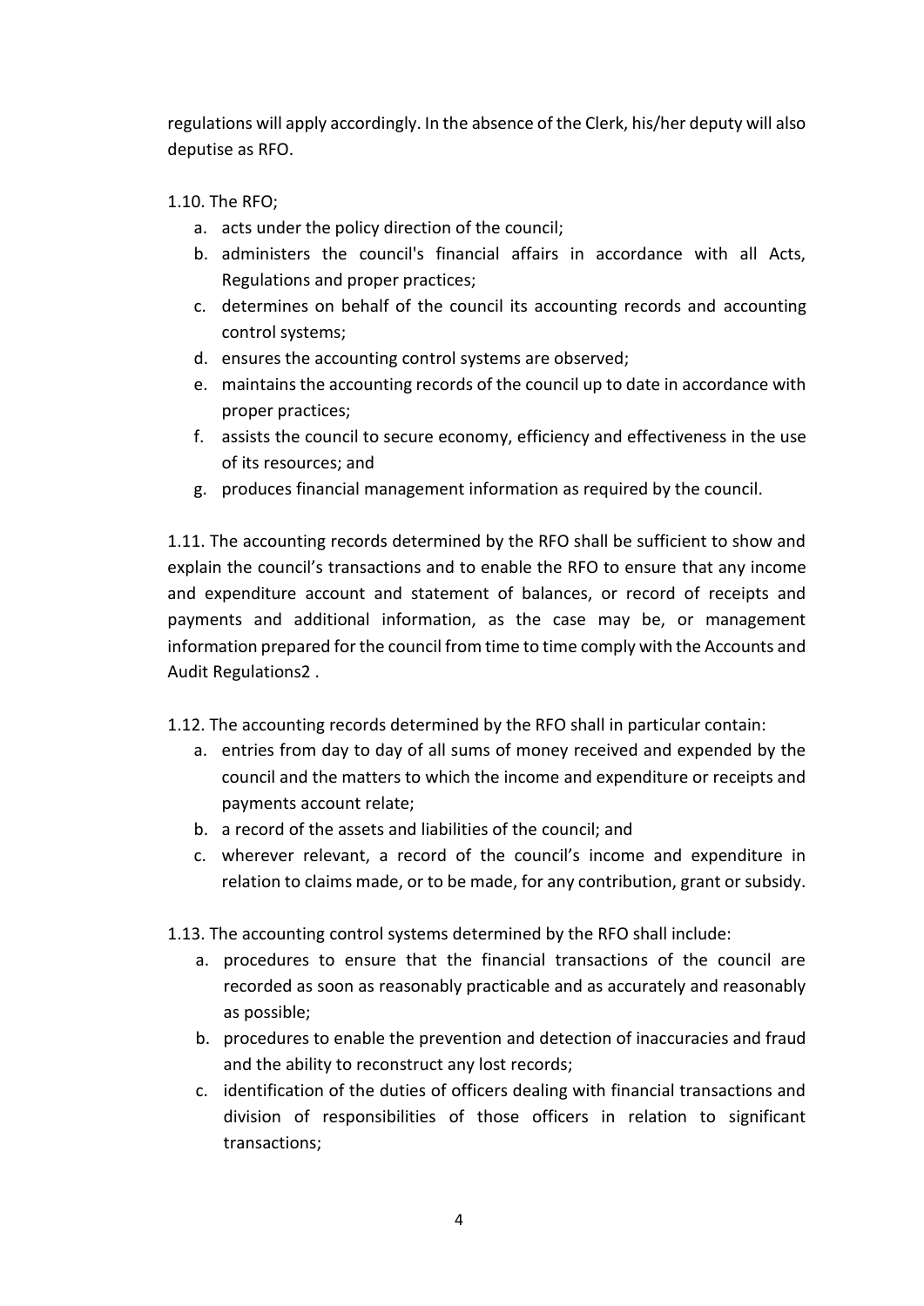regulations will apply accordingly. In the absence of the Clerk, his/her deputy will also deputise as RFO.

1.10. The RFO;

a. acts under the policy direction of the council;
b. administers the council's financial affairs in accordance with all Acts, Regulations and proper practices;
c. determines on behalf of the council its accounting records and accounting control systems;
d. ensures the accounting control systems are observed;
e. maintains the accounting records of the council up to date in accordance with proper practices;
f. assists the council to secure economy, efficiency and effectiveness in the use of its resources; and
g. produces financial management information as required by the council.

1.11. The accounting records determined by the RFO shall be sufficient to show and explain the council's transactions and to enable the RFO to ensure that any income and expenditure account and statement of balances, or record of receipts and payments and additional information, as the case may be, or management information prepared for the council from time to time comply with the Accounts and Audit Regulations[2] .

1.12. The accounting records determined by the RFO shall in particular contain:

a. entries from day to day of all sums of money received and expended by the council and the matters to which the income and expenditure or receipts and payments account relate;
b. a record of the assets and liabilities of the council; and
c. wherever relevant, a record of the council's income and expenditure in relation to claims made, or to be made, for any contribution, grant or subsidy.

1.13. The accounting control systems determined by the RFO shall include:

a. procedures to ensure that the financial transactions of the council are recorded as soon as reasonably practicable and as accurately and reasonably as possible;
b. procedures to enable the prevention and detection of inaccuracies and fraud and the ability to reconstruct any lost records;
c. identification of the duties of officers dealing with financial transactions and division of responsibilities of those officers in relation to significant transactions;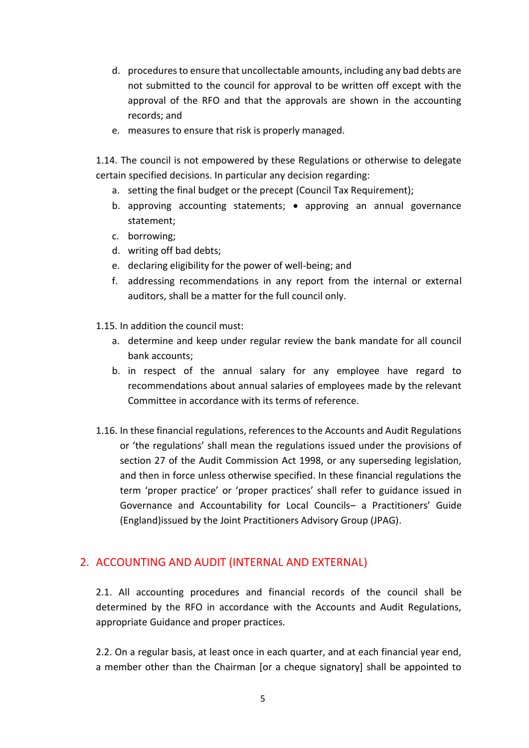d. procedures to ensure that uncollectable amounts, including any bad debts are not submitted to the council for approval to be written off except with the approval of the RFO and that the approvals are shown in the accounting records; and
e. measures to ensure that risk is properly managed.

1.14. The council is not empowered by these Regulations or otherwise to delegate certain specified decisions. In particular any decision regarding:

a. setting the final budget or the precept (Council Tax Requirement);
b. approving accounting statements; • approving an annual governance statement;
c. borrowing;
d. writing off bad debts;
e. declaring eligibility for the power of well-being; and
f. addressing recommendations in any report from the internal or external auditors, shall be a matter for the full council only.

1.15. In addition the council must:

a. determine and keep under regular review the bank mandate for all council bank accounts;
b. in respect of the annual salary for any employee have regard to recommendations about annual salaries of employees made by the relevant Committee in accordance with its terms of reference.

1.16. In these financial regulations, references to the Accounts and Audit Regulations or 'the regulations' shall mean the regulations issued under the provisions of section 27 of the Audit Commission Act 1998, or any superseding legislation, and then in force unless otherwise specified. In these financial regulations the term 'proper practice' or 'proper practices' shall refer to guidance issued in Governance and Accountability for Local Councils– a Practitioners' Guide (England)issued by the Joint Practitioners Advisory Group (JPAG).

## 2. ACCOUNTING AND AUDIT (INTERNAL AND EXTERNAL)

2.1. All accounting procedures and financial records of the council shall be determined by the RFO in accordance with the Accounts and Audit Regulations, appropriate Guidance and proper practices.

2.2. On a regular basis, at least once in each quarter, and at each financial year end, a member other than the Chairman [or a cheque signatory] shall be appointed to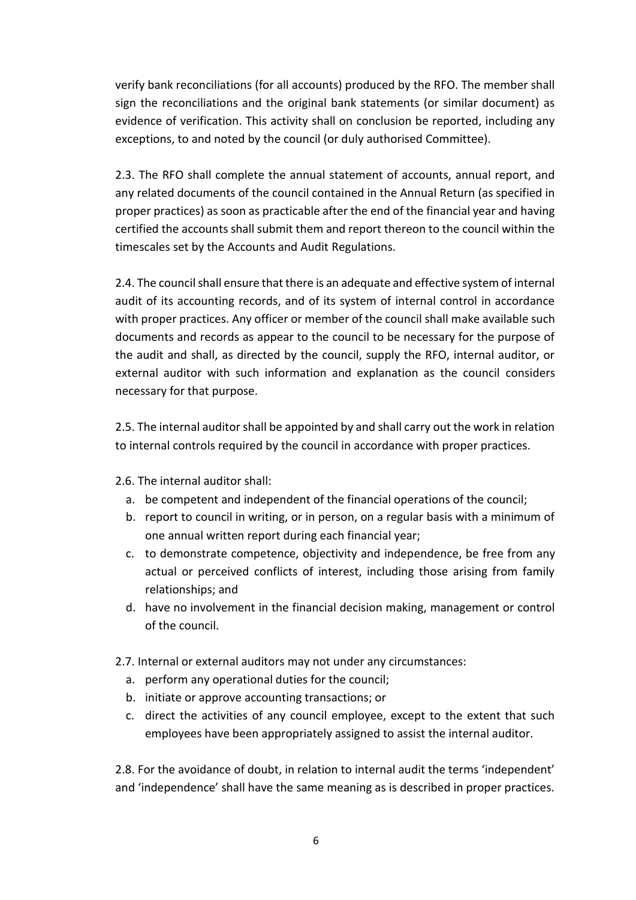verify bank reconciliations (for all accounts) produced by the RFO. The member shall sign the reconciliations and the original bank statements (or similar document) as evidence of verification. This activity shall on conclusion be reported, including any exceptions, to and noted by the council (or duly authorised Committee).

2.3. The RFO shall complete the annual statement of accounts, annual report, and any related documents of the council contained in the Annual Return (as specified in proper practices) as soon as practicable after the end of the financial year and having certified the accounts shall submit them and report thereon to the council within the timescales set by the Accounts and Audit Regulations.

2.4. The council shall ensure that there is an adequate and effective system of internal audit of its accounting records, and of its system of internal control in accordance with proper practices. Any officer or member of the council shall make available such documents and records as appear to the council to be necessary for the purpose of the audit and shall, as directed by the council, supply the RFO, internal auditor, or external auditor with such information and explanation as the council considers necessary for that purpose.

2.5. The internal auditor shall be appointed by and shall carry out the work in relation to internal controls required by the council in accordance with proper practices.

2.6. The internal auditor shall:

a. be competent and independent of the financial operations of the council;
b. report to council in writing, or in person, on a regular basis with a minimum of one annual written report during each financial year;
c. to demonstrate competence, objectivity and independence, be free from any actual or perceived conflicts of interest, including those arising from family relationships; and
d. have no involvement in the financial decision making, management or control of the council.

2.7. Internal or external auditors may not under any circumstances:

a. perform any operational duties for the council;
b. initiate or approve accounting transactions; or
c. direct the activities of any council employee, except to the extent that such employees have been appropriately assigned to assist the internal auditor.

2.8. For the avoidance of doubt, in relation to internal audit the terms 'independent' and 'independence' shall have the same meaning as is described in proper practices.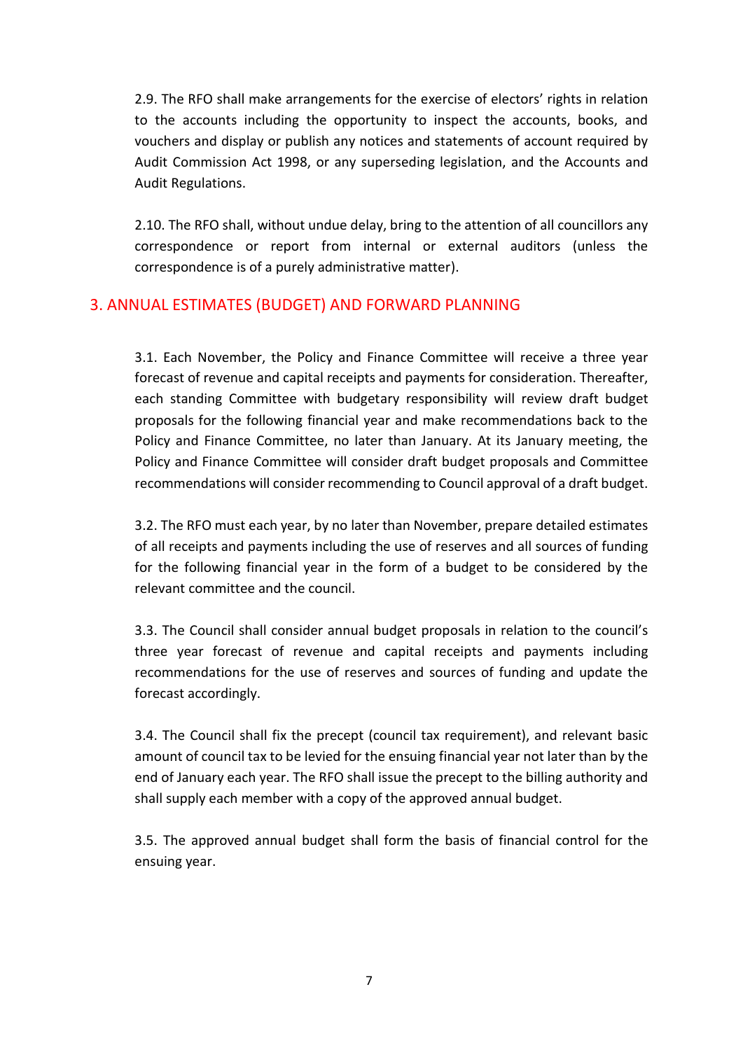2.9. The RFO shall make arrangements for the exercise of electors' rights in relation to the accounts including the opportunity to inspect the accounts, books, and vouchers and display or publish any notices and statements of account required by Audit Commission Act 1998, or any superseding legislation, and the Accounts and Audit Regulations.

2.10. The RFO shall, without undue delay, bring to the attention of all councillors any correspondence or report from internal or external auditors (unless the correspondence is of a purely administrative matter).

## 3. ANNUAL ESTIMATES (BUDGET) AND FORWARD PLANNING

3.1. Each November, the Policy and Finance Committee will receive a three year forecast of revenue and capital receipts and payments for consideration. Thereafter, each standing Committee with budgetary responsibility will review draft budget proposals for the following financial year and make recommendations back to the Policy and Finance Committee, no later than January. At its January meeting, the Policy and Finance Committee will consider draft budget proposals and Committee recommendations will consider recommending to Council approval of a draft budget.

3.2. The RFO must each year, by no later than November, prepare detailed estimates of all receipts and payments including the use of reserves and all sources of funding for the following financial year in the form of a budget to be considered by the relevant committee and the council.

3.3. The Council shall consider annual budget proposals in relation to the council's three year forecast of revenue and capital receipts and payments including recommendations for the use of reserves and sources of funding and update the forecast accordingly.

3.4. The Council shall fix the precept (council tax requirement), and relevant basic amount of council tax to be levied for the ensuing financial year not later than by the end of January each year. The RFO shall issue the precept to the billing authority and shall supply each member with a copy of the approved annual budget.

3.5. The approved annual budget shall form the basis of financial control for the ensuing year.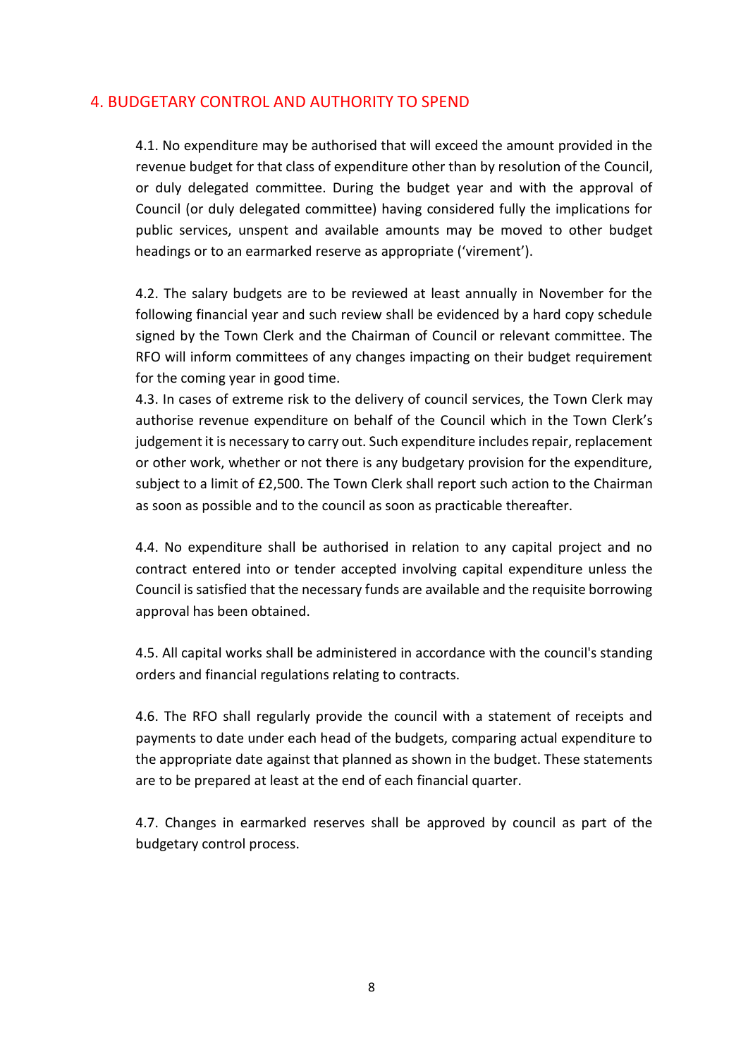## 4. BUDGETARY CONTROL AND AUTHORITY TO SPEND

4.1. No expenditure may be authorised that will exceed the amount provided in the revenue budget for that class of expenditure other than by resolution of the Council, or duly delegated committee. During the budget year and with the approval of Council (or duly delegated committee) having considered fully the implications for public services, unspent and available amounts may be moved to other budget headings or to an earmarked reserve as appropriate ('virement').

4.2. The salary budgets are to be reviewed at least annually in November for the following financial year and such review shall be evidenced by a hard copy schedule signed by the Town Clerk and the Chairman of Council or relevant committee. The RFO will inform committees of any changes impacting on their budget requirement for the coming year in good time.

4.3. In cases of extreme risk to the delivery of council services, the Town Clerk may authorise revenue expenditure on behalf of the Council which in the Town Clerk's judgement it is necessary to carry out. Such expenditure includes repair, replacement or other work, whether or not there is any budgetary provision for the expenditure, subject to a limit of £2,500. The Town Clerk shall report such action to the Chairman as soon as possible and to the council as soon as practicable thereafter.

4.4. No expenditure shall be authorised in relation to any capital project and no contract entered into or tender accepted involving capital expenditure unless the Council is satisfied that the necessary funds are available and the requisite borrowing approval has been obtained.

4.5. All capital works shall be administered in accordance with the council's standing orders and financial regulations relating to contracts.

4.6. The RFO shall regularly provide the council with a statement of receipts and payments to date under each head of the budgets, comparing actual expenditure to the appropriate date against that planned as shown in the budget. These statements are to be prepared at least at the end of each financial quarter.

4.7. Changes in earmarked reserves shall be approved by council as part of the budgetary control process.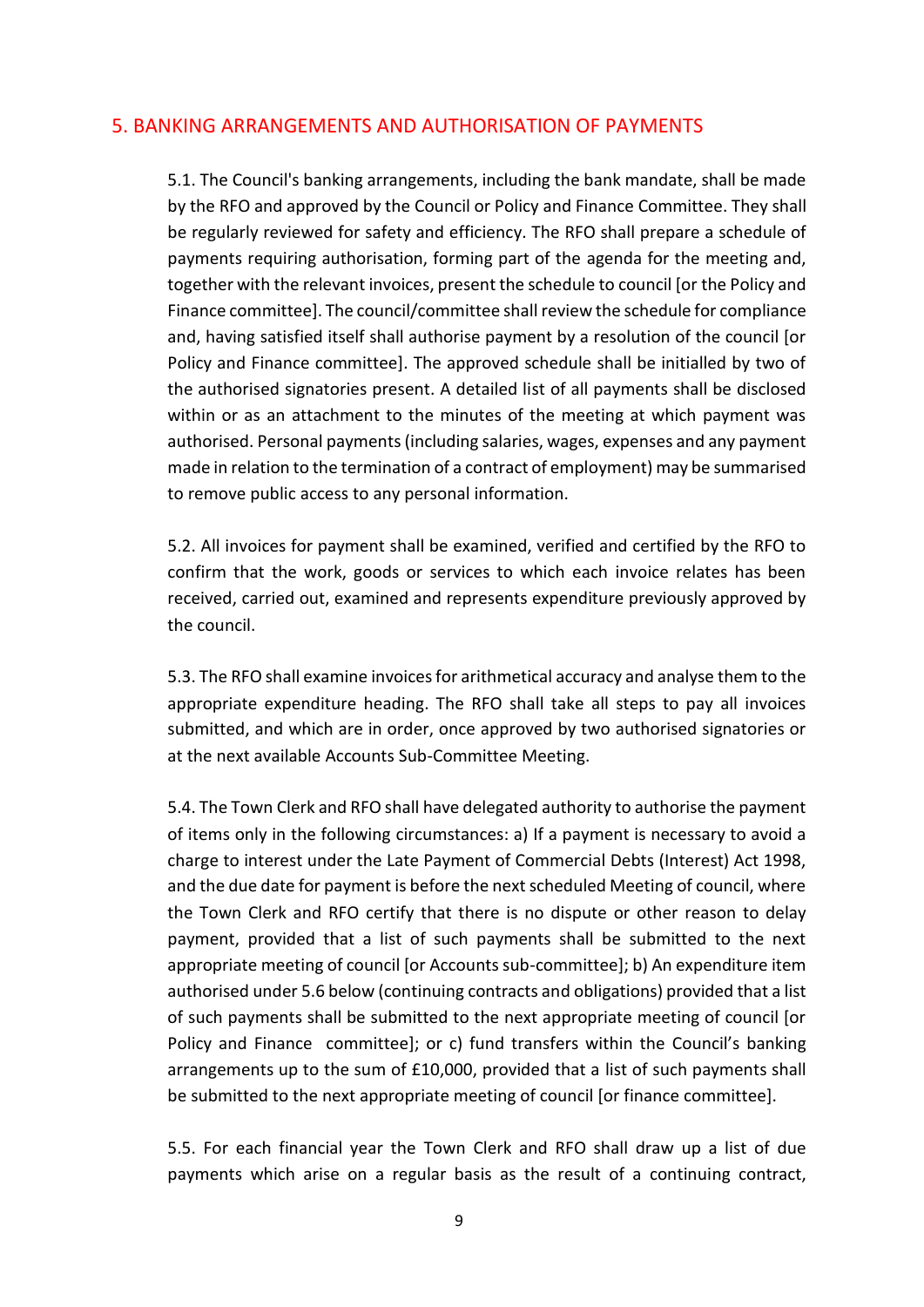## 5. BANKING ARRANGEMENTS AND AUTHORISATION OF PAYMENTS

5.1. The Council's banking arrangements, including the bank mandate, shall be made by the RFO and approved by the Council or Policy and Finance Committee. They shall be regularly reviewed for safety and efficiency. The RFO shall prepare a schedule of payments requiring authorisation, forming part of the agenda for the meeting and, together with the relevant invoices, present the schedule to council [or the Policy and Finance committee]. The council/committee shall review the schedule for compliance and, having satisfied itself shall authorise payment by a resolution of the council [or Policy and Finance committee]. The approved schedule shall be initialled by two of the authorised signatories present. A detailed list of all payments shall be disclosed within or as an attachment to the minutes of the meeting at which payment was authorised. Personal payments (including salaries, wages, expenses and any payment made in relation to the termination of a contract of employment) may be summarised to remove public access to any personal information.

5.2. All invoices for payment shall be examined, verified and certified by the RFO to confirm that the work, goods or services to which each invoice relates has been received, carried out, examined and represents expenditure previously approved by the council.

5.3. The RFO shall examine invoices for arithmetical accuracy and analyse them to the appropriate expenditure heading. The RFO shall take all steps to pay all invoices submitted, and which are in order, once approved by two authorised signatories or at the next available Accounts Sub-Committee Meeting.

5.4. The Town Clerk and RFO shall have delegated authority to authorise the payment of items only in the following circumstances: a) If a payment is necessary to avoid a charge to interest under the Late Payment of Commercial Debts (Interest) Act 1998, and the due date for payment is before the next scheduled Meeting of council, where the Town Clerk and RFO certify that there is no dispute or other reason to delay payment, provided that a list of such payments shall be submitted to the next appropriate meeting of council [or Accounts sub-committee]; b) An expenditure item authorised under 5.6 below (continuing contracts and obligations) provided that a list of such payments shall be submitted to the next appropriate meeting of council [or Policy and Finance committee]; or c) fund transfers within the Council's banking arrangements up to the sum of £10,000, provided that a list of such payments shall be submitted to the next appropriate meeting of council [or finance committee].

5.5. For each financial year the Town Clerk and RFO shall draw up a list of due payments which arise on a regular basis as the result of a continuing contract,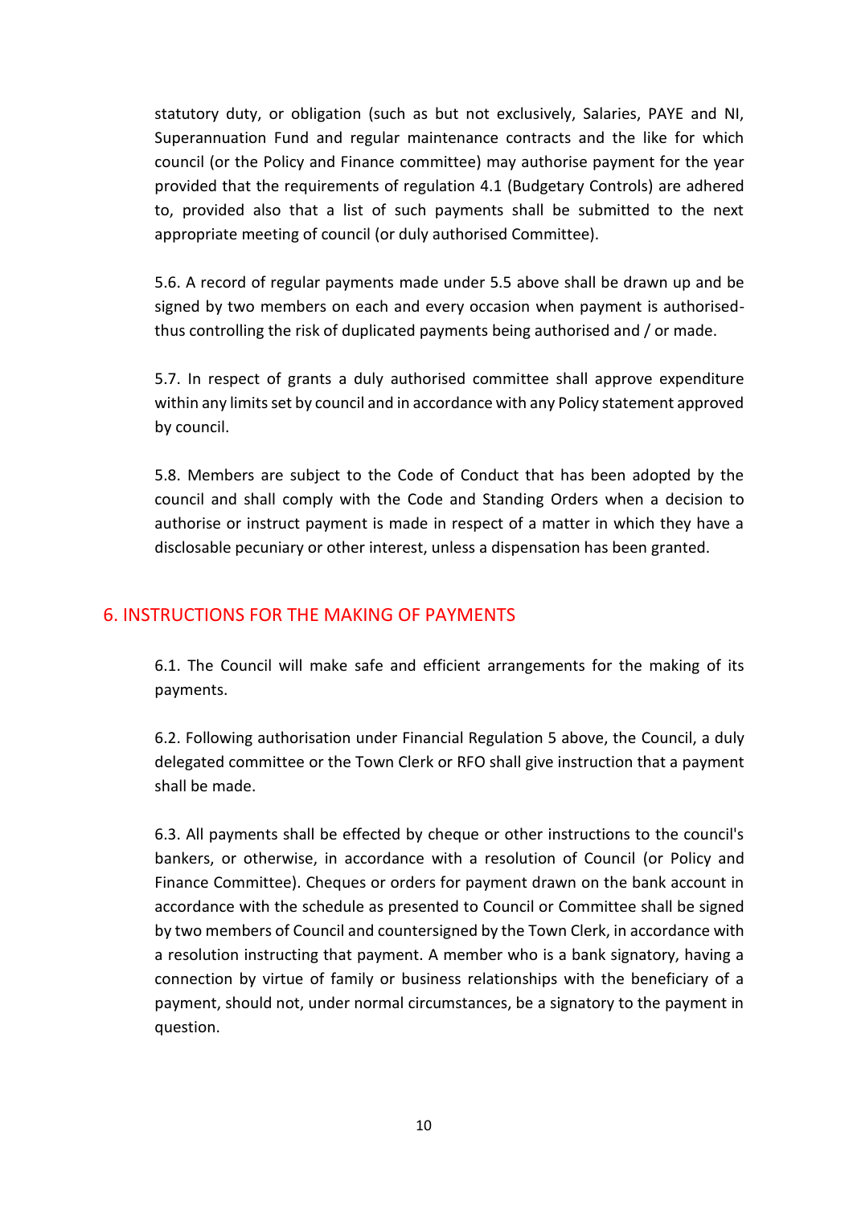statutory duty, or obligation (such as but not exclusively, Salaries, PAYE and NI, Superannuation Fund and regular maintenance contracts and the like for which council (or the Policy and Finance committee) may authorise payment for the year provided that the requirements of regulation 4.1 (Budgetary Controls) are adhered to, provided also that a list of such payments shall be submitted to the next appropriate meeting of council (or duly authorised Committee).

5.6. A record of regular payments made under 5.5 above shall be drawn up and be signed by two members on each and every occasion when payment is authorised- thus controlling the risk of duplicated payments being authorised and / or made.

5.7. In respect of grants a duly authorised committee shall approve expenditure within any limits set by council and in accordance with any Policy statement approved by council.

5.8. Members are subject to the Code of Conduct that has been adopted by the council and shall comply with the Code and Standing Orders when a decision to authorise or instruct payment is made in respect of a matter in which they have a disclosable pecuniary or other interest, unless a dispensation has been granted.

## 6. INSTRUCTIONS FOR THE MAKING OF PAYMENTS

6.1. The Council will make safe and efficient arrangements for the making of its payments.

6.2. Following authorisation under Financial Regulation 5 above, the Council, a duly delegated committee or the Town Clerk or RFO shall give instruction that a payment shall be made.

6.3. All payments shall be effected by cheque or other instructions to the council's bankers, or otherwise, in accordance with a resolution of Council (or Policy and Finance Committee). Cheques or orders for payment drawn on the bank account in accordance with the schedule as presented to Council or Committee shall be signed by two members of Council and countersigned by the Town Clerk, in accordance with a resolution instructing that payment. A member who is a bank signatory, having a connection by virtue of family or business relationships with the beneficiary of a payment, should not, under normal circumstances, be a signatory to the payment in question.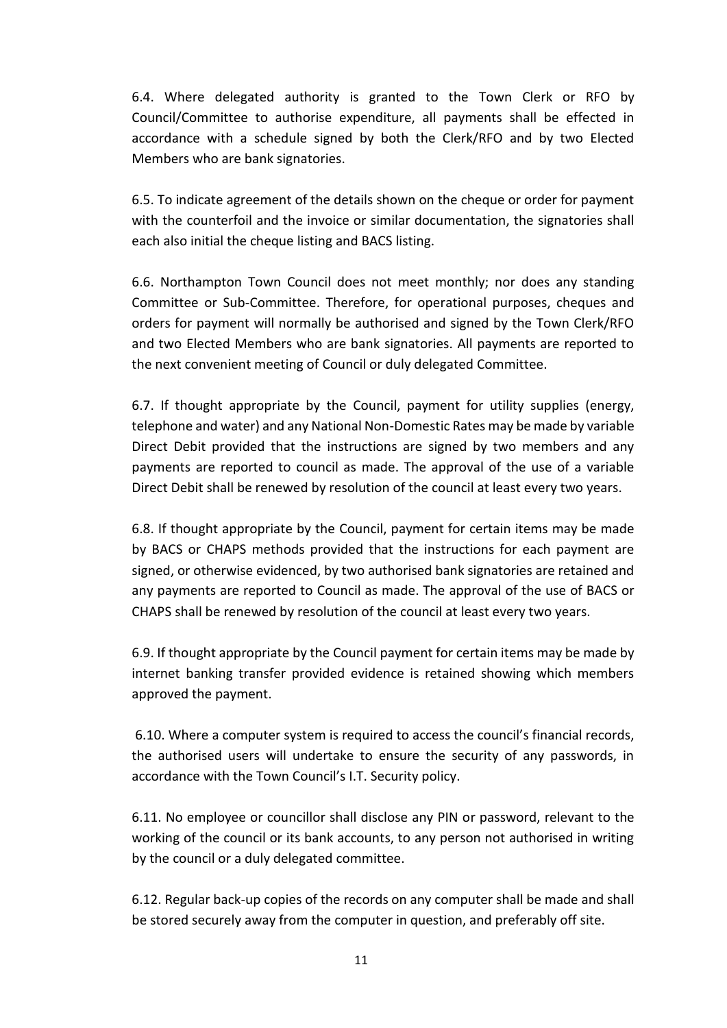6.4. Where delegated authority is granted to the Town Clerk or RFO by Council/Committee to authorise expenditure, all payments shall be effected in accordance with a schedule signed by both the Clerk/RFO and by two Elected Members who are bank signatories.

6.5. To indicate agreement of the details shown on the cheque or order for payment with the counterfoil and the invoice or similar documentation, the signatories shall each also initial the cheque listing and BACS listing.

6.6. Northampton Town Council does not meet monthly; nor does any standing Committee or Sub-Committee. Therefore, for operational purposes, cheques and orders for payment will normally be authorised and signed by the Town Clerk/RFO and two Elected Members who are bank signatories. All payments are reported to the next convenient meeting of Council or duly delegated Committee.

6.7. If thought appropriate by the Council, payment for utility supplies (energy, telephone and water) and any National Non-Domestic Rates may be made by variable Direct Debit provided that the instructions are signed by two members and any payments are reported to council as made. The approval of the use of a variable Direct Debit shall be renewed by resolution of the council at least every two years.

6.8. If thought appropriate by the Council, payment for certain items may be made by BACS or CHAPS methods provided that the instructions for each payment are signed, or otherwise evidenced, by two authorised bank signatories are retained and any payments are reported to Council as made. The approval of the use of BACS or CHAPS shall be renewed by resolution of the council at least every two years.

6.9. If thought appropriate by the Council payment for certain items may be made by internet banking transfer provided evidence is retained showing which members approved the payment.

6.10. Where a computer system is required to access the council's financial records, the authorised users will undertake to ensure the security of any passwords, in accordance with the Town Council's I.T. Security policy.

6.11. No employee or councillor shall disclose any PIN or password, relevant to the working of the council or its bank accounts, to any person not authorised in writing by the council or a duly delegated committee.

6.12. Regular back-up copies of the records on any computer shall be made and shall be stored securely away from the computer in question, and preferably off site.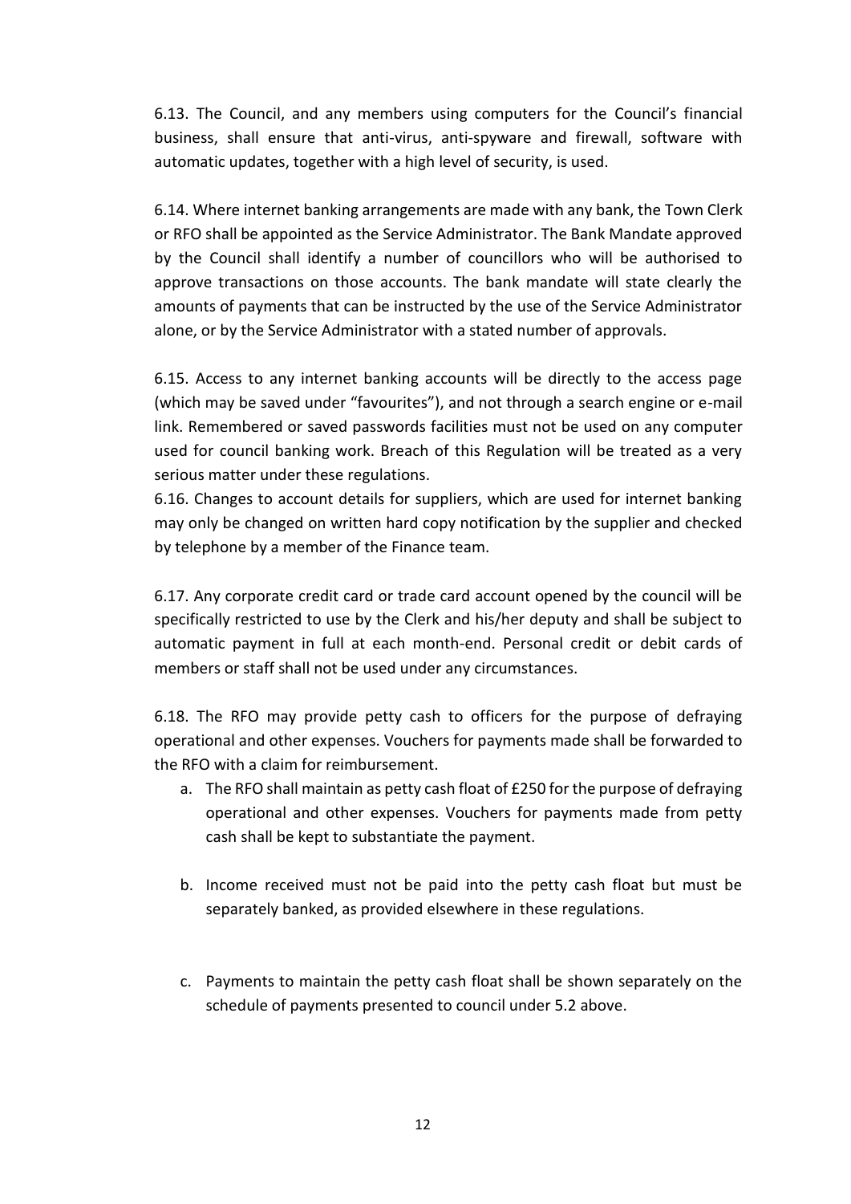6.13. The Council, and any members using computers for the Council's financial business, shall ensure that anti-virus, anti-spyware and firewall, software with automatic updates, together with a high level of security, is used.

6.14. Where internet banking arrangements are made with any bank, the Town Clerk or RFO shall be appointed as the Service Administrator. The Bank Mandate approved by the Council shall identify a number of councillors who will be authorised to approve transactions on those accounts. The bank mandate will state clearly the amounts of payments that can be instructed by the use of the Service Administrator alone, or by the Service Administrator with a stated number of approvals.

6.15. Access to any internet banking accounts will be directly to the access page (which may be saved under "favourites"), and not through a search engine or e-mail link. Remembered or saved passwords facilities must not be used on any computer used for council banking work. Breach of this Regulation will be treated as a very serious matter under these regulations.

6.16. Changes to account details for suppliers, which are used for internet banking may only be changed on written hard copy notification by the supplier and checked by telephone by a member of the Finance team.

6.17. Any corporate credit card or trade card account opened by the council will be specifically restricted to use by the Clerk and his/her deputy and shall be subject to automatic payment in full at each month-end. Personal credit or debit cards of members or staff shall not be used under any circumstances.

6.18. The RFO may provide petty cash to officers for the purpose of defraying operational and other expenses. Vouchers for payments made shall be forwarded to the RFO with a claim for reimbursement.

a. The RFO shall maintain as petty cash float of £250 for the purpose of defraying operational and other expenses. Vouchers for payments made from petty cash shall be kept to substantiate the payment.

b. Income received must not be paid into the petty cash float but must be separately banked, as provided elsewhere in these regulations.

c. Payments to maintain the petty cash float shall be shown separately on the schedule of payments presented to council under 5.2 above.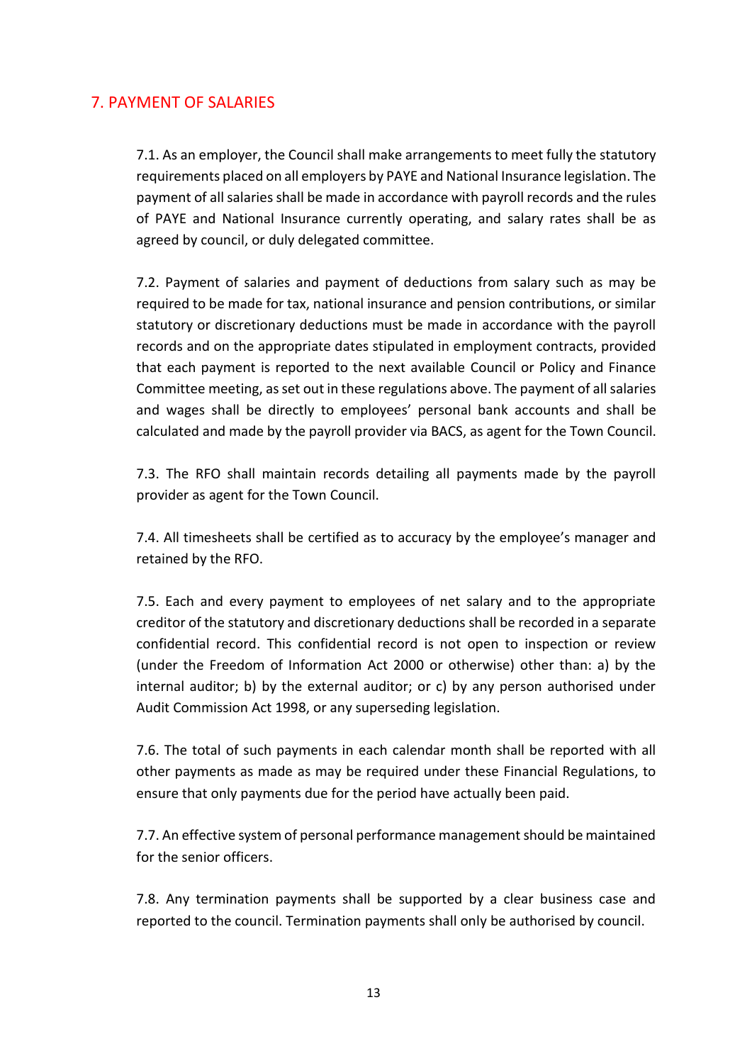## 7. PAYMENT OF SALARIES

7.1. As an employer, the Council shall make arrangements to meet fully the statutory requirements placed on all employers by PAYE and National Insurance legislation. The payment of all salaries shall be made in accordance with payroll records and the rules of PAYE and National Insurance currently operating, and salary rates shall be as agreed by council, or duly delegated committee.

7.2. Payment of salaries and payment of deductions from salary such as may be required to be made for tax, national insurance and pension contributions, or similar statutory or discretionary deductions must be made in accordance with the payroll records and on the appropriate dates stipulated in employment contracts, provided that each payment is reported to the next available Council or Policy and Finance Committee meeting, as set out in these regulations above. The payment of all salaries and wages shall be directly to employees' personal bank accounts and shall be calculated and made by the payroll provider via BACS, as agent for the Town Council.

7.3. The RFO shall maintain records detailing all payments made by the payroll provider as agent for the Town Council.

7.4. All timesheets shall be certified as to accuracy by the employee's manager and retained by the RFO.

7.5. Each and every payment to employees of net salary and to the appropriate creditor of the statutory and discretionary deductions shall be recorded in a separate confidential record. This confidential record is not open to inspection or review (under the Freedom of Information Act 2000 or otherwise) other than: a) by the internal auditor; b) by the external auditor; or c) by any person authorised under Audit Commission Act 1998, or any superseding legislation.

7.6. The total of such payments in each calendar month shall be reported with all other payments as made as may be required under these Financial Regulations, to ensure that only payments due for the period have actually been paid.

7.7. An effective system of personal performance management should be maintained for the senior officers.

7.8. Any termination payments shall be supported by a clear business case and reported to the council. Termination payments shall only be authorised by council.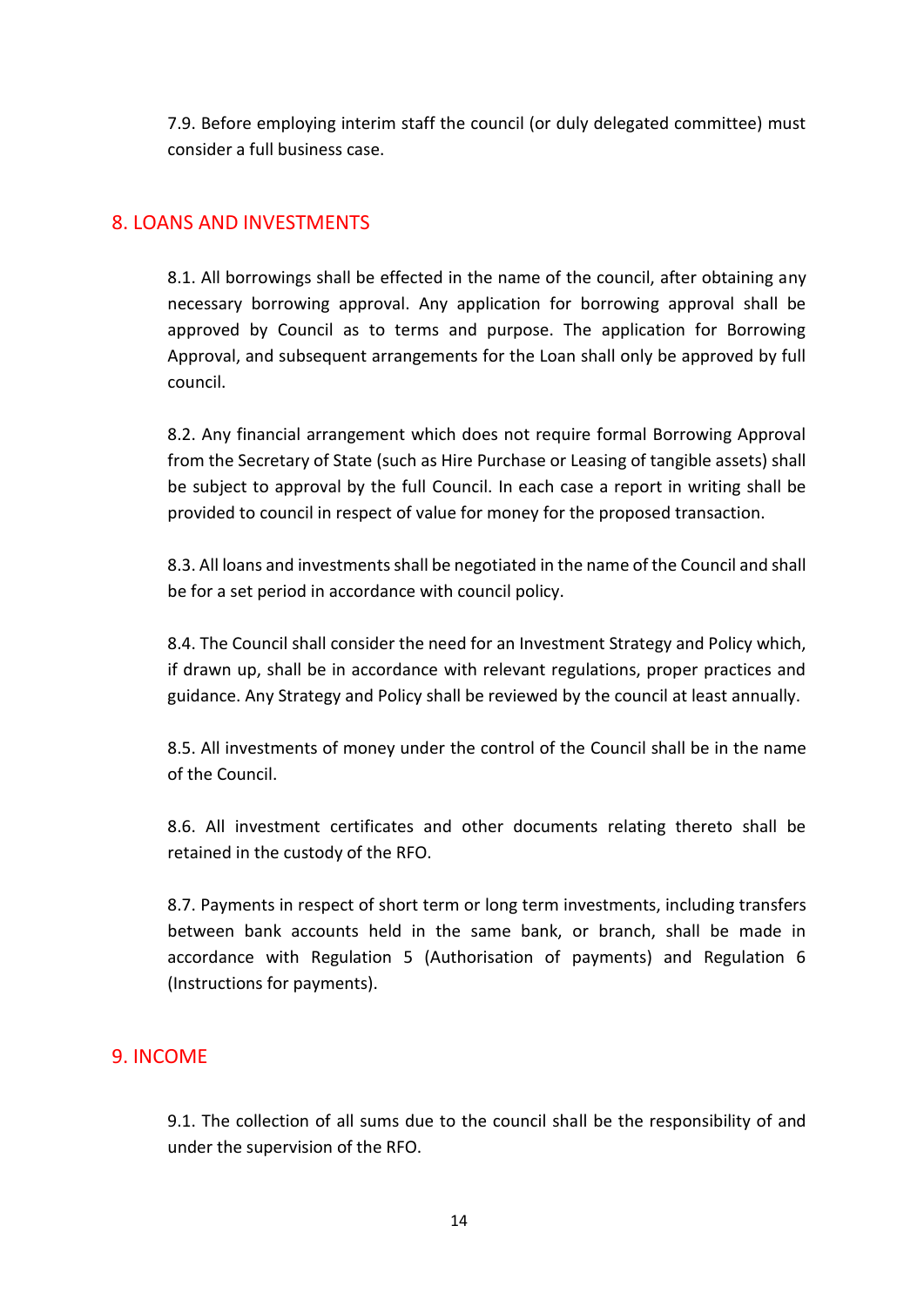7.9. Before employing interim staff the council (or duly delegated committee) must consider a full business case.

## 8. LOANS AND INVESTMENTS

8.1. All borrowings shall be effected in the name of the council, after obtaining any necessary borrowing approval. Any application for borrowing approval shall be approved by Council as to terms and purpose. The application for Borrowing Approval, and subsequent arrangements for the Loan shall only be approved by full council.

8.2. Any financial arrangement which does not require formal Borrowing Approval from the Secretary of State (such as Hire Purchase or Leasing of tangible assets) shall be subject to approval by the full Council. In each case a report in writing shall be provided to council in respect of value for money for the proposed transaction.

8.3. All loans and investments shall be negotiated in the name of the Council and shall be for a set period in accordance with council policy.

8.4. The Council shall consider the need for an Investment Strategy and Policy which, if drawn up, shall be in accordance with relevant regulations, proper practices and guidance. Any Strategy and Policy shall be reviewed by the council at least annually.

8.5. All investments of money under the control of the Council shall be in the name of the Council.

8.6. All investment certificates and other documents relating thereto shall be retained in the custody of the RFO.

8.7. Payments in respect of short term or long term investments, including transfers between bank accounts held in the same bank, or branch, shall be made in accordance with Regulation 5 (Authorisation of payments) and Regulation 6 (Instructions for payments).

## 9. INCOME

9.1. The collection of all sums due to the council shall be the responsibility of and under the supervision of the RFO.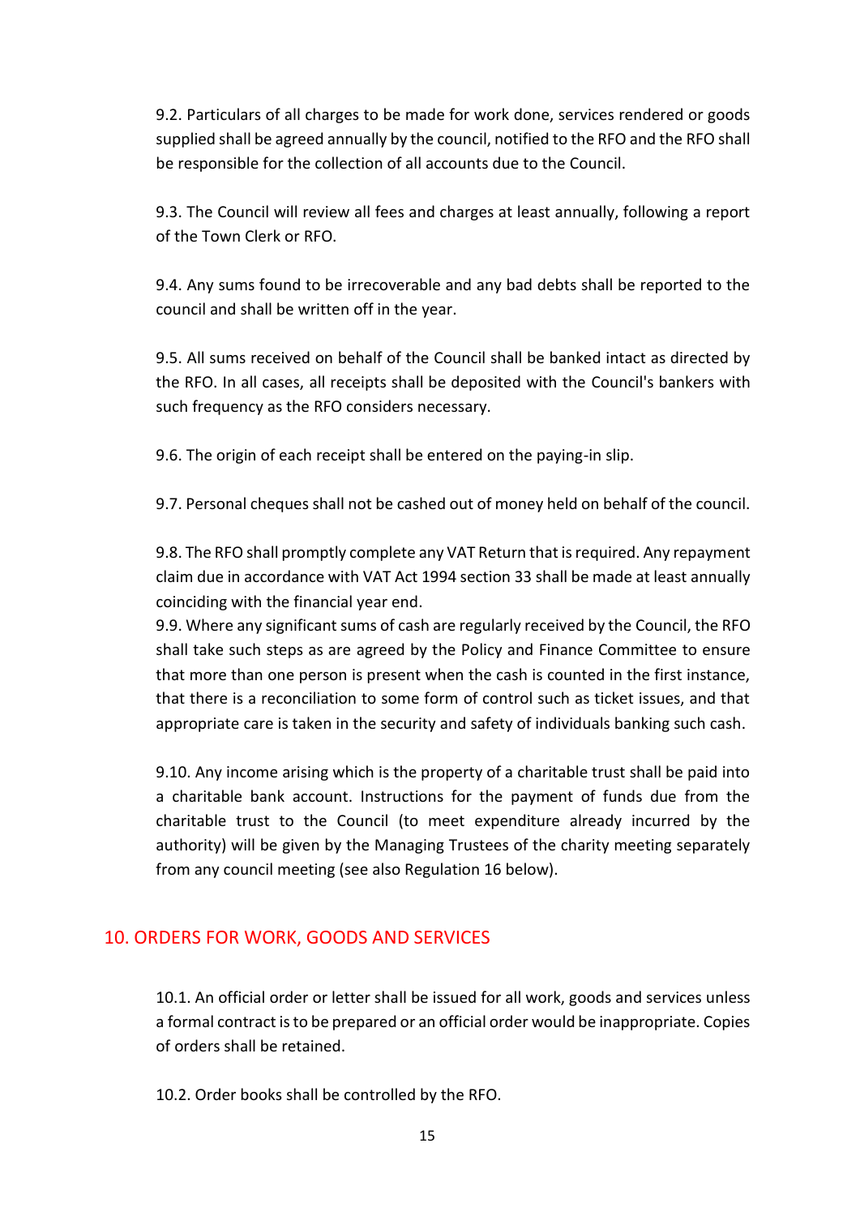9.2. Particulars of all charges to be made for work done, services rendered or goods supplied shall be agreed annually by the council, notified to the RFO and the RFO shall be responsible for the collection of all accounts due to the Council.

9.3. The Council will review all fees and charges at least annually, following a report of the Town Clerk or RFO.

9.4. Any sums found to be irrecoverable and any bad debts shall be reported to the council and shall be written off in the year.

9.5. All sums received on behalf of the Council shall be banked intact as directed by the RFO. In all cases, all receipts shall be deposited with the Council's bankers with such frequency as the RFO considers necessary.

9.6. The origin of each receipt shall be entered on the paying-in slip.

9.7. Personal cheques shall not be cashed out of money held on behalf of the council.

9.8. The RFO shall promptly complete any VAT Return that is required. Any repayment claim due in accordance with VAT Act 1994 section 33 shall be made at least annually coinciding with the financial year end.

9.9. Where any significant sums of cash are regularly received by the Council, the RFO shall take such steps as are agreed by the Policy and Finance Committee to ensure that more than one person is present when the cash is counted in the first instance, that there is a reconciliation to some form of control such as ticket issues, and that appropriate care is taken in the security and safety of individuals banking such cash.

9.10. Any income arising which is the property of a charitable trust shall be paid into a charitable bank account. Instructions for the payment of funds due from the charitable trust to the Council (to meet expenditure already incurred by the authority) will be given by the Managing Trustees of the charity meeting separately from any council meeting (see also Regulation 16 below).

## 10. ORDERS FOR WORK, GOODS AND SERVICES

10.1. An official order or letter shall be issued for all work, goods and services unless a formal contract is to be prepared or an official order would be inappropriate. Copies of orders shall be retained.

10.2. Order books shall be controlled by the RFO.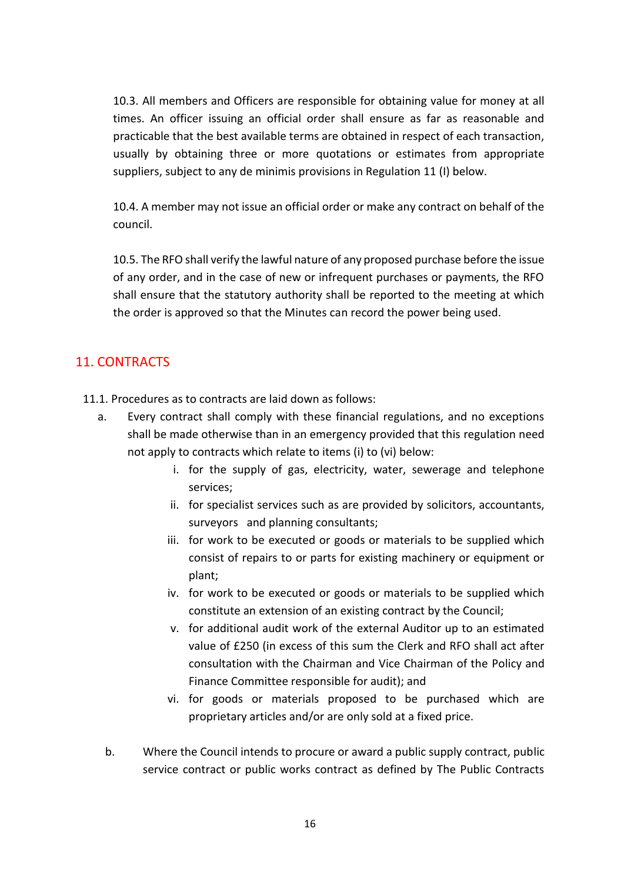10.3. All members and Officers are responsible for obtaining value for money at all times. An officer issuing an official order shall ensure as far as reasonable and practicable that the best available terms are obtained in respect of each transaction, usually by obtaining three or more quotations or estimates from appropriate suppliers, subject to any de minimis provisions in Regulation 11 (I) below.

10.4. A member may not issue an official order or make any contract on behalf of the council.

10.5. The RFO shall verify the lawful nature of any proposed purchase before the issue of any order, and in the case of new or infrequent purchases or payments, the RFO shall ensure that the statutory authority shall be reported to the meeting at which the order is approved so that the Minutes can record the power being used.

## 11. CONTRACTS

11.1. Procedures as to contracts are laid down as follows:

a. Every contract shall comply with these financial regulations, and no exceptions shall be made otherwise than in an emergency provided that this regulation need not apply to contracts which relate to items (i) to (vi) below:

   i. for the supply of gas, electricity, water, sewerage and telephone services;
   ii. for specialist services such as are provided by solicitors, accountants, surveyors and planning consultants;
   iii. for work to be executed or goods or materials to be supplied which consist of repairs to or parts for existing machinery or equipment or plant;
   iv. for work to be executed or goods or materials to be supplied which constitute an extension of an existing contract by the Council;
   v. for additional audit work of the external Auditor up to an estimated value of £250 (in excess of this sum the Clerk and RFO shall act after consultation with the Chairman and Vice Chairman of the Policy and Finance Committee responsible for audit); and
   vi. for goods or materials proposed to be purchased which are proprietary articles and/or are only sold at a fixed price.

b. Where the Council intends to procure or award a public supply contract, public service contract or public works contract as defined by The Public Contracts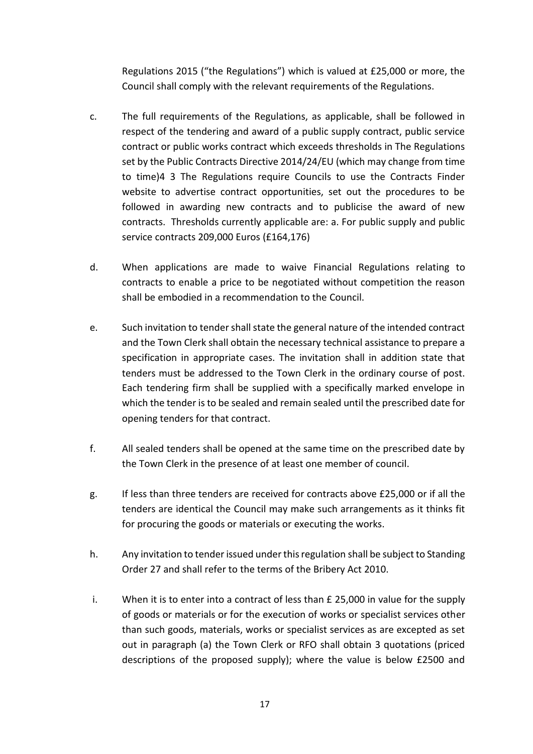Regulations 2015 ("the Regulations") which is valued at £25,000 or more, the Council shall comply with the relevant requirements of the Regulations.

c. The full requirements of the Regulations, as applicable, shall be followed in respect of the tendering and award of a public supply contract, public service contract or public works contract which exceeds thresholds in The Regulations set by the Public Contracts Directive 2014/24/EU (which may change from time to time)4 3 The Regulations require Councils to use the Contracts Finder website to advertise contract opportunities, set out the procedures to be followed in awarding new contracts and to publicise the award of new contracts. Thresholds currently applicable are: a. For public supply and public service contracts 209,000 Euros (£164,176)

d. When applications are made to waive Financial Regulations relating to contracts to enable a price to be negotiated without competition the reason shall be embodied in a recommendation to the Council.

e. Such invitation to tender shall state the general nature of the intended contract and the Town Clerk shall obtain the necessary technical assistance to prepare a specification in appropriate cases. The invitation shall in addition state that tenders must be addressed to the Town Clerk in the ordinary course of post. Each tendering firm shall be supplied with a specifically marked envelope in which the tender is to be sealed and remain sealed until the prescribed date for opening tenders for that contract.

f. All sealed tenders shall be opened at the same time on the prescribed date by the Town Clerk in the presence of at least one member of council.

g. If less than three tenders are received for contracts above £25,000 or if all the tenders are identical the Council may make such arrangements as it thinks fit for procuring the goods or materials or executing the works.

h. Any invitation to tender issued under this regulation shall be subject to Standing Order 27 and shall refer to the terms of the Bribery Act 2010.

i. When it is to enter into a contract of less than £ 25,000 in value for the supply of goods or materials or for the execution of works or specialist services other than such goods, materials, works or specialist services as are excepted as set out in paragraph (a) the Town Clerk or RFO shall obtain 3 quotations (priced descriptions of the proposed supply); where the value is below £2500 and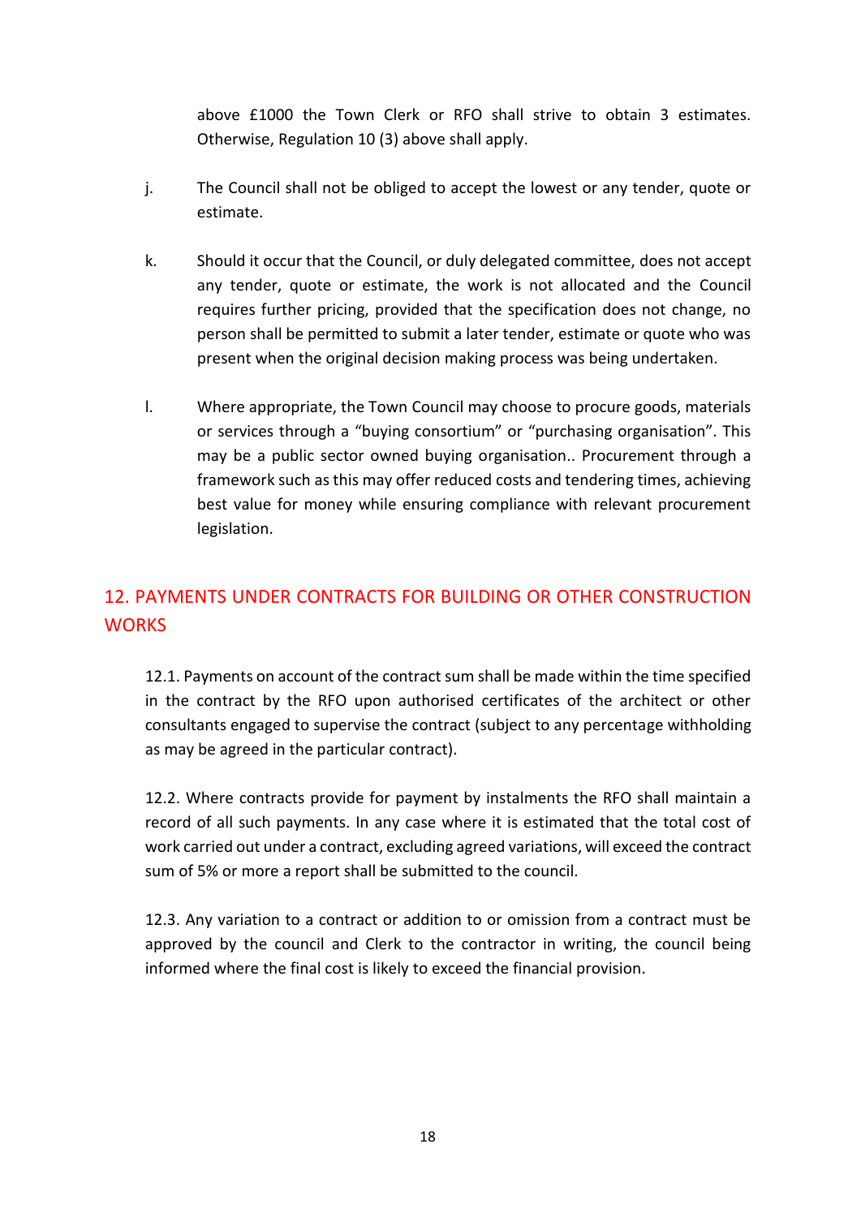above £1000 the Town Clerk or RFO shall strive to obtain 3 estimates. Otherwise, Regulation 10 (3) above shall apply.

j. The Council shall not be obliged to accept the lowest or any tender, quote or estimate.

k. Should it occur that the Council, or duly delegated committee, does not accept any tender, quote or estimate, the work is not allocated and the Council requires further pricing, provided that the specification does not change, no person shall be permitted to submit a later tender, estimate or quote who was present when the original decision making process was being undertaken.

l. Where appropriate, the Town Council may choose to procure goods, materials or services through a "buying consortium" or "purchasing organisation". This may be a public sector owned buying organisation.. Procurement through a framework such as this may offer reduced costs and tendering times, achieving best value for money while ensuring compliance with relevant procurement legislation.

## 12. PAYMENTS UNDER CONTRACTS FOR BUILDING OR OTHER CONSTRUCTION WORKS

12.1. Payments on account of the contract sum shall be made within the time specified in the contract by the RFO upon authorised certificates of the architect or other consultants engaged to supervise the contract (subject to any percentage withholding as may be agreed in the particular contract).

12.2. Where contracts provide for payment by instalments the RFO shall maintain a record of all such payments. In any case where it is estimated that the total cost of work carried out under a contract, excluding agreed variations, will exceed the contract sum of 5% or more a report shall be submitted to the council.

12.3. Any variation to a contract or addition to or omission from a contract must be approved by the council and Clerk to the contractor in writing, the council being informed where the final cost is likely to exceed the financial provision.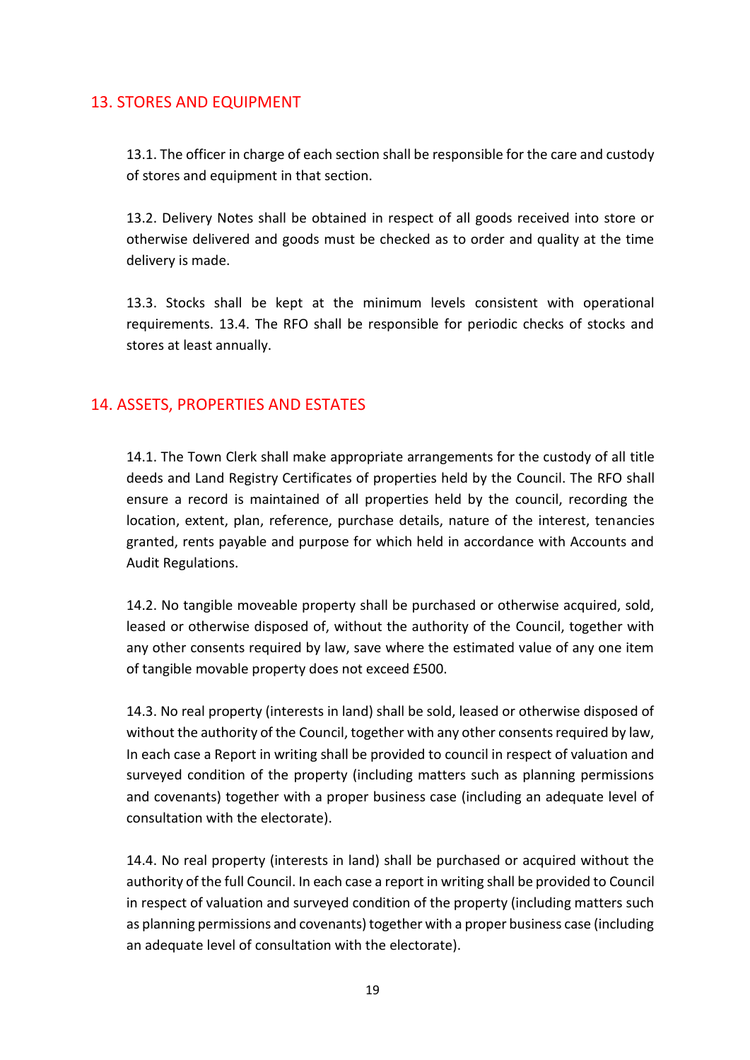## 13. STORES AND EQUIPMENT

13.1. The officer in charge of each section shall be responsible for the care and custody of stores and equipment in that section.

13.2. Delivery Notes shall be obtained in respect of all goods received into store or otherwise delivered and goods must be checked as to order and quality at the time delivery is made.

13.3. Stocks shall be kept at the minimum levels consistent with operational requirements. 13.4. The RFO shall be responsible for periodic checks of stocks and stores at least annually.

## 14. ASSETS, PROPERTIES AND ESTATES

14.1. The Town Clerk shall make appropriate arrangements for the custody of all title deeds and Land Registry Certificates of properties held by the Council. The RFO shall ensure a record is maintained of all properties held by the council, recording the location, extent, plan, reference, purchase details, nature of the interest, tenancies granted, rents payable and purpose for which held in accordance with Accounts and Audit Regulations.

14.2. No tangible moveable property shall be purchased or otherwise acquired, sold, leased or otherwise disposed of, without the authority of the Council, together with any other consents required by law, save where the estimated value of any one item of tangible movable property does not exceed £500.

14.3. No real property (interests in land) shall be sold, leased or otherwise disposed of without the authority of the Council, together with any other consents required by law, In each case a Report in writing shall be provided to council in respect of valuation and surveyed condition of the property (including matters such as planning permissions and covenants) together with a proper business case (including an adequate level of consultation with the electorate).

14.4. No real property (interests in land) shall be purchased or acquired without the authority of the full Council. In each case a report in writing shall be provided to Council in respect of valuation and surveyed condition of the property (including matters such as planning permissions and covenants) together with a proper business case (including an adequate level of consultation with the electorate).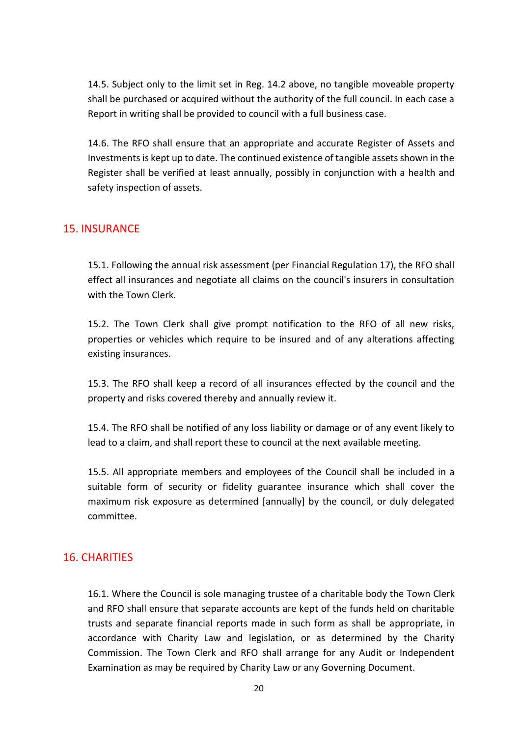14.5. Subject only to the limit set in Reg. 14.2 above, no tangible moveable property shall be purchased or acquired without the authority of the full council. In each case a Report in writing shall be provided to council with a full business case.

14.6. The RFO shall ensure that an appropriate and accurate Register of Assets and Investments is kept up to date. The continued existence of tangible assets shown in the Register shall be verified at least annually, possibly in conjunction with a health and safety inspection of assets.

## 15. INSURANCE

15.1. Following the annual risk assessment (per Financial Regulation 17), the RFO shall effect all insurances and negotiate all claims on the council's insurers in consultation with the Town Clerk.

15.2. The Town Clerk shall give prompt notification to the RFO of all new risks, properties or vehicles which require to be insured and of any alterations affecting existing insurances.

15.3. The RFO shall keep a record of all insurances effected by the council and the property and risks covered thereby and annually review it.

15.4. The RFO shall be notified of any loss liability or damage or of any event likely to lead to a claim, and shall report these to council at the next available meeting.

15.5. All appropriate members and employees of the Council shall be included in a suitable form of security or fidelity guarantee insurance which shall cover the maximum risk exposure as determined [annually] by the council, or duly delegated committee.

## 16. CHARITIES

16.1. Where the Council is sole managing trustee of a charitable body the Town Clerk and RFO shall ensure that separate accounts are kept of the funds held on charitable trusts and separate financial reports made in such form as shall be appropriate, in accordance with Charity Law and legislation, or as determined by the Charity Commission. The Town Clerk and RFO shall arrange for any Audit or Independent Examination as may be required by Charity Law or any Governing Document.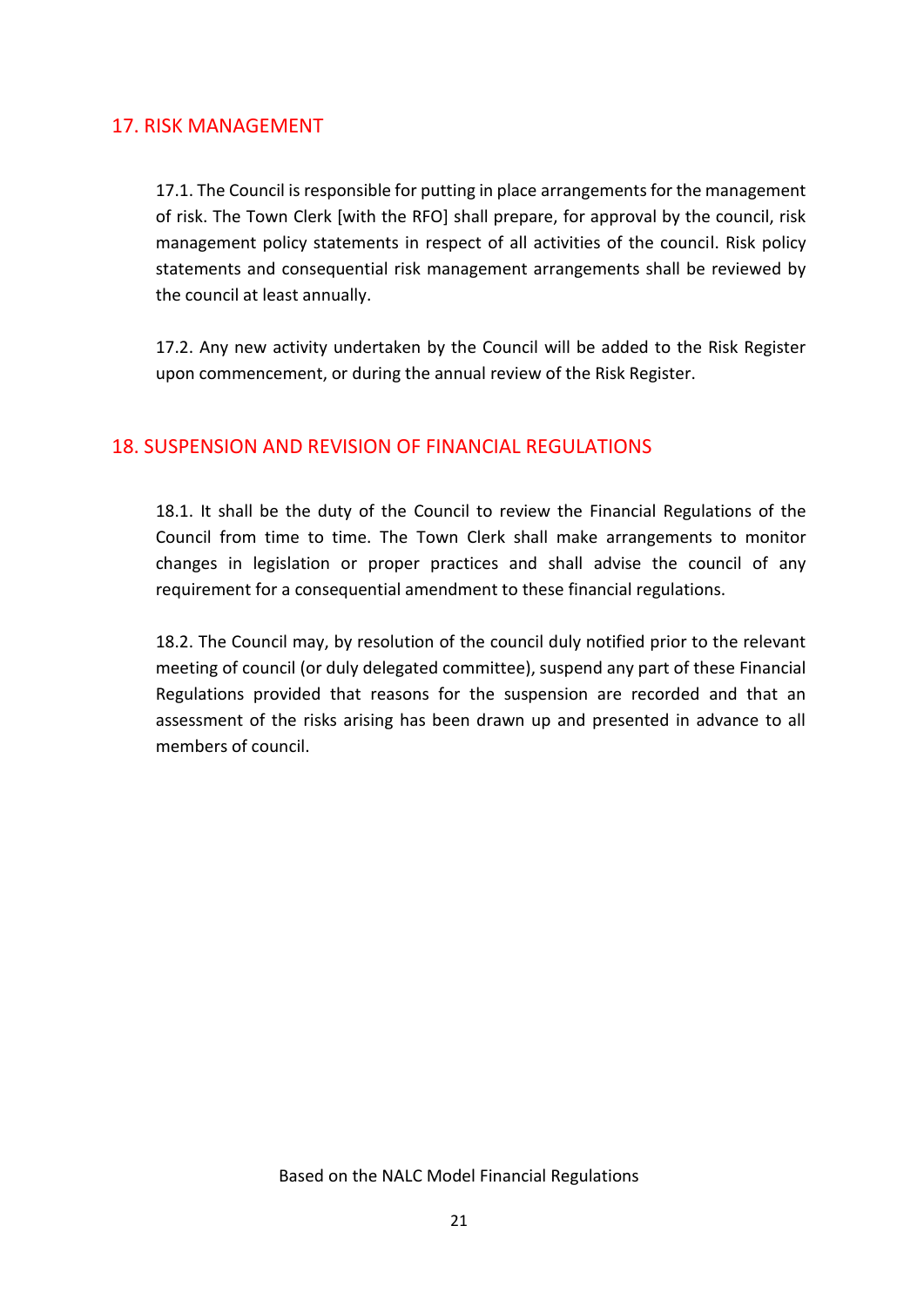## 17. RISK MANAGEMENT

17.1. The Council is responsible for putting in place arrangements for the management of risk. The Town Clerk [with the RFO] shall prepare, for approval by the council, risk management policy statements in respect of all activities of the council. Risk policy statements and consequential risk management arrangements shall be reviewed by the council at least annually.

17.2. Any new activity undertaken by the Council will be added to the Risk Register upon commencement, or during the annual review of the Risk Register.

## 18. SUSPENSION AND REVISION OF FINANCIAL REGULATIONS

18.1. It shall be the duty of the Council to review the Financial Regulations of the Council from time to time. The Town Clerk shall make arrangements to monitor changes in legislation or proper practices and shall advise the council of any requirement for a consequential amendment to these financial regulations.

18.2. The Council may, by resolution of the council duly notified prior to the relevant meeting of council (or duly delegated committee), suspend any part of these Financial Regulations provided that reasons for the suspension are recorded and that an assessment of the risks arising has been drawn up and presented in advance to all members of council.

Based on the NALC Model Financial Regulations